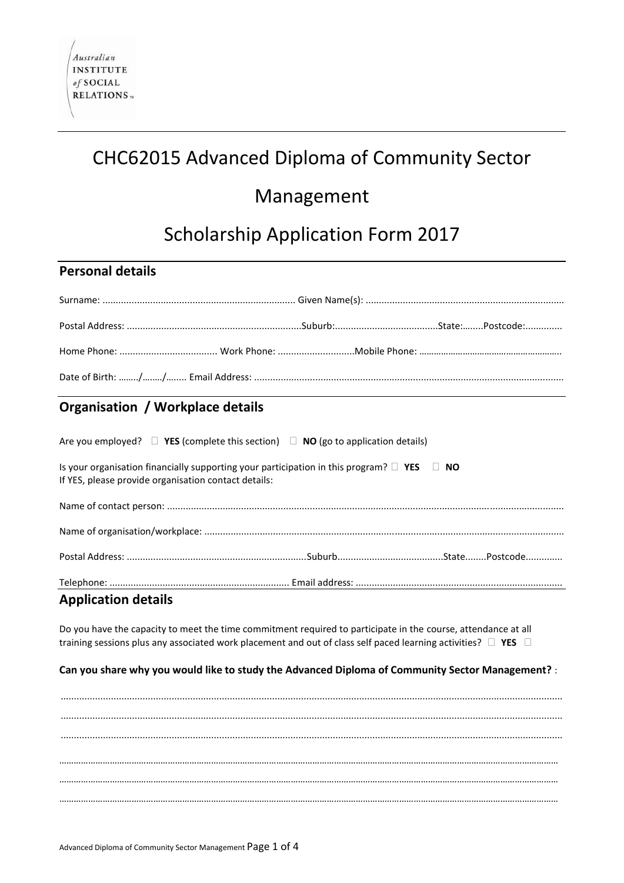Australian INSTITUTE of SOCIAL RELATIONS™

# CHC62015 Advanced Diploma of Community Sector Management

# Scholarship Application Form 2017

## Personal details

Surname: ........................................................................ Given Name(s): ..........................................................................

Postal Address: .................................................................Suburb:.......................................State:........Postcode:..............

Home Phone: .................................... Work Phone: ............................Mobile Phone: ……………………………………………….

Date of Birth: ……../……../…….. Email Address: ..................................................................................................................

## Organisation / Workplace details

Are you employed? ☐ **YES** (complete this section) ☐ **NO** (go to application details)

Is your organisation financially supporting your participation in this program? ☐ **YES** ☐ **NO**
If YES, please provide organisation contact details:

Name of contact person: ....................................................................................................................................................

Name of organisation/workplace: ......................................................................................................................................

Postal Address: ...................................................................Suburb........................................State........Postcode.............

Telephone: .................................................................... Email address: .............................................................................

## Application details

Do you have the capacity to meet the time commitment required to participate in the course, attendance at all training sessions plus any associated work placement and out of class self paced learning activities? ☐ **YES** ☐

**Can you share why you would like to study the Advanced Diploma of Community Sector Management?** :

.........................................................................................................................................................................................

.........................................................................................................................................................................................

.........................................................................................................................................................................................

……………………………………………………………………………………………………………………………………………………………………

……………………………………………………………………………………………………………………………………………………………………

……………………………………………………………………………………………………………………………………………………………………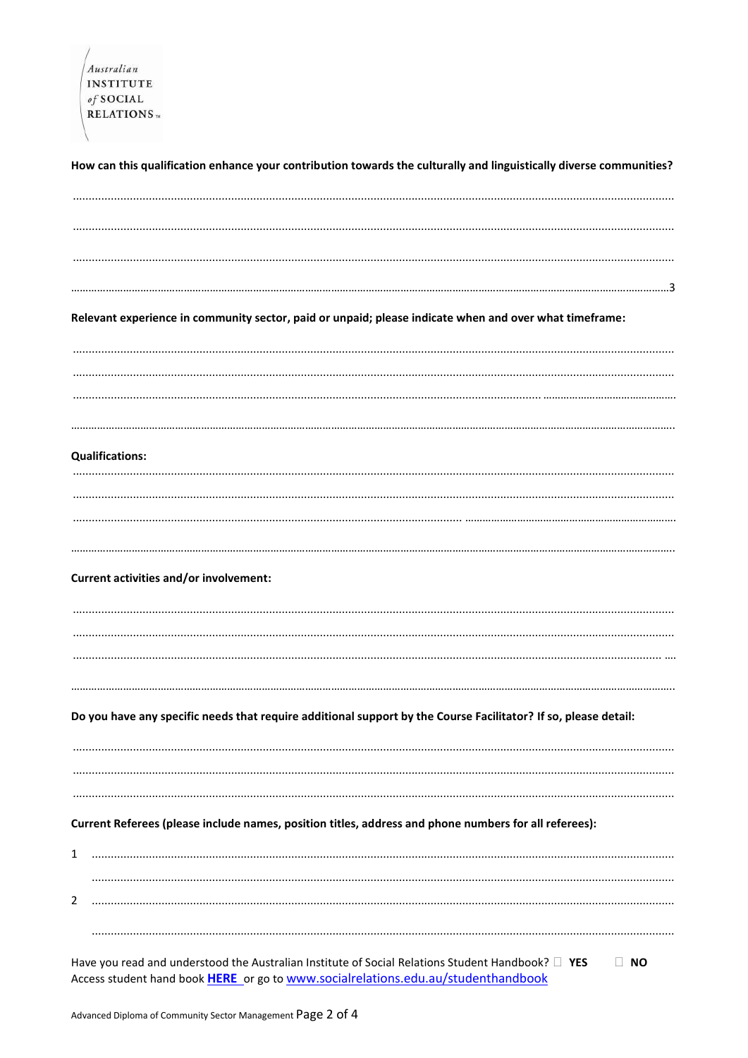Australian INSTITUTE of SOCIAL RELATIONS™

**How can this qualification enhance your contribution towards the culturally and linguistically diverse communities?**

..........................................................................................................................................................................

..........................................................................................................................................................................

..........................................................................................................................................................................

..........................................................................................................................................................................3

**Relevant experience in community sector, paid or unpaid; please indicate when and over what timeframe:**

..........................................................................................................................................................................

..........................................................................................................................................................................

..........................................................................................................................................................................

..........................................................................................................................................................................

**Qualifications:**

..........................................................................................................................................................................

..........................................................................................................................................................................

..........................................................................................................................................................................

..........................................................................................................................................................................

**Current activities and/or involvement:**

..........................................................................................................................................................................

..........................................................................................................................................................................

..........................................................................................................................................................................

..........................................................................................................................................................................

**Do you have any specific needs that require additional support by the Course Facilitator? If so, please detail:**

..........................................................................................................................................................................

..........................................................................................................................................................................

..........................................................................................................................................................................

**Current Referees (please include names, position titles, address and phone numbers for all referees):**

1 ......................................................................................................................................................................

......................................................................................................................................................................

2 ......................................................................................................................................................................

......................................................................................................................................................................

Have you read and understood the Australian Institute of Social Relations Student Handbook? ☐ **YES** ☐ **NO**
Access student hand book **HERE** or go to www.socialrelations.edu.au/studenthandbook

Advanced Diploma of Community Sector Management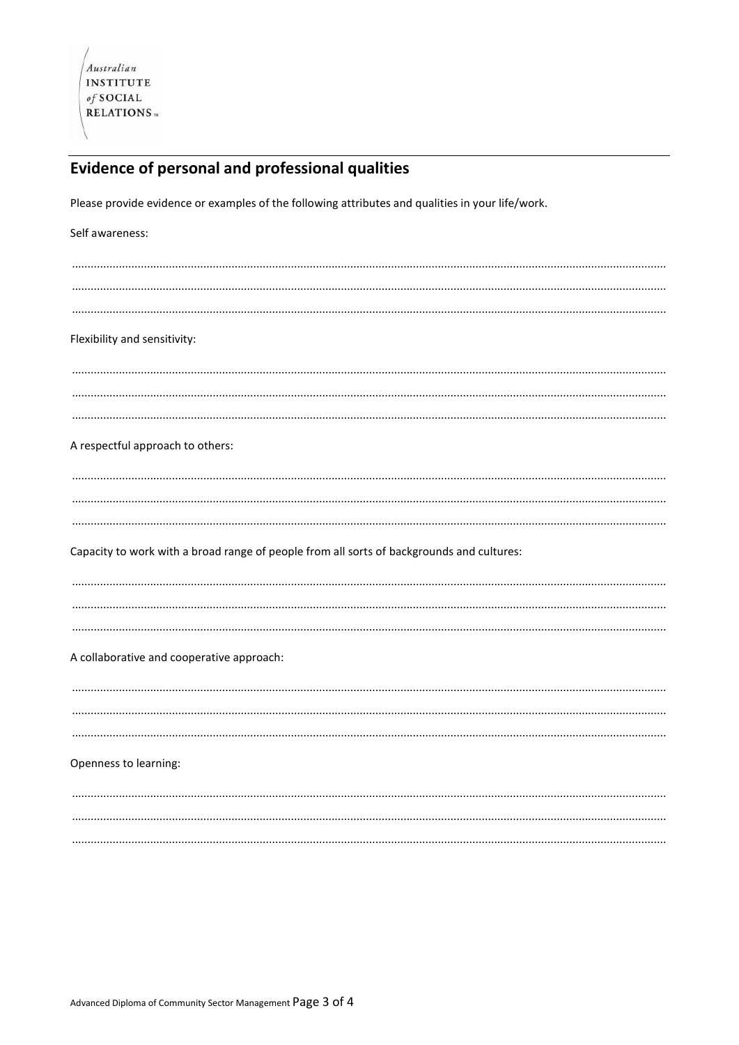Australian
INSTITUTE
of SOCIAL
RELATIONS

## Evidence of personal and professional qualities

Please provide evidence or examples of the following attributes and qualities in your life/work.

Self awareness:

...........................................................................................................................................................................

...........................................................................................................................................................................

...........................................................................................................................................................................

Flexibility and sensitivity:

...........................................................................................................................................................................

...........................................................................................................................................................................

...........................................................................................................................................................................

A respectful approach to others:

...........................................................................................................................................................................

...........................................................................................................................................................................

...........................................................................................................................................................................

Capacity to work with a broad range of people from all sorts of backgrounds and cultures:

...........................................................................................................................................................................

...........................................................................................................................................................................

...........................................................................................................................................................................

A collaborative and cooperative approach:

...........................................................................................................................................................................

...........................................................................................................................................................................

...........................................................................................................................................................................

Openness to learning:

...........................................................................................................................................................................

...........................................................................................................................................................................

...........................................................................................................................................................................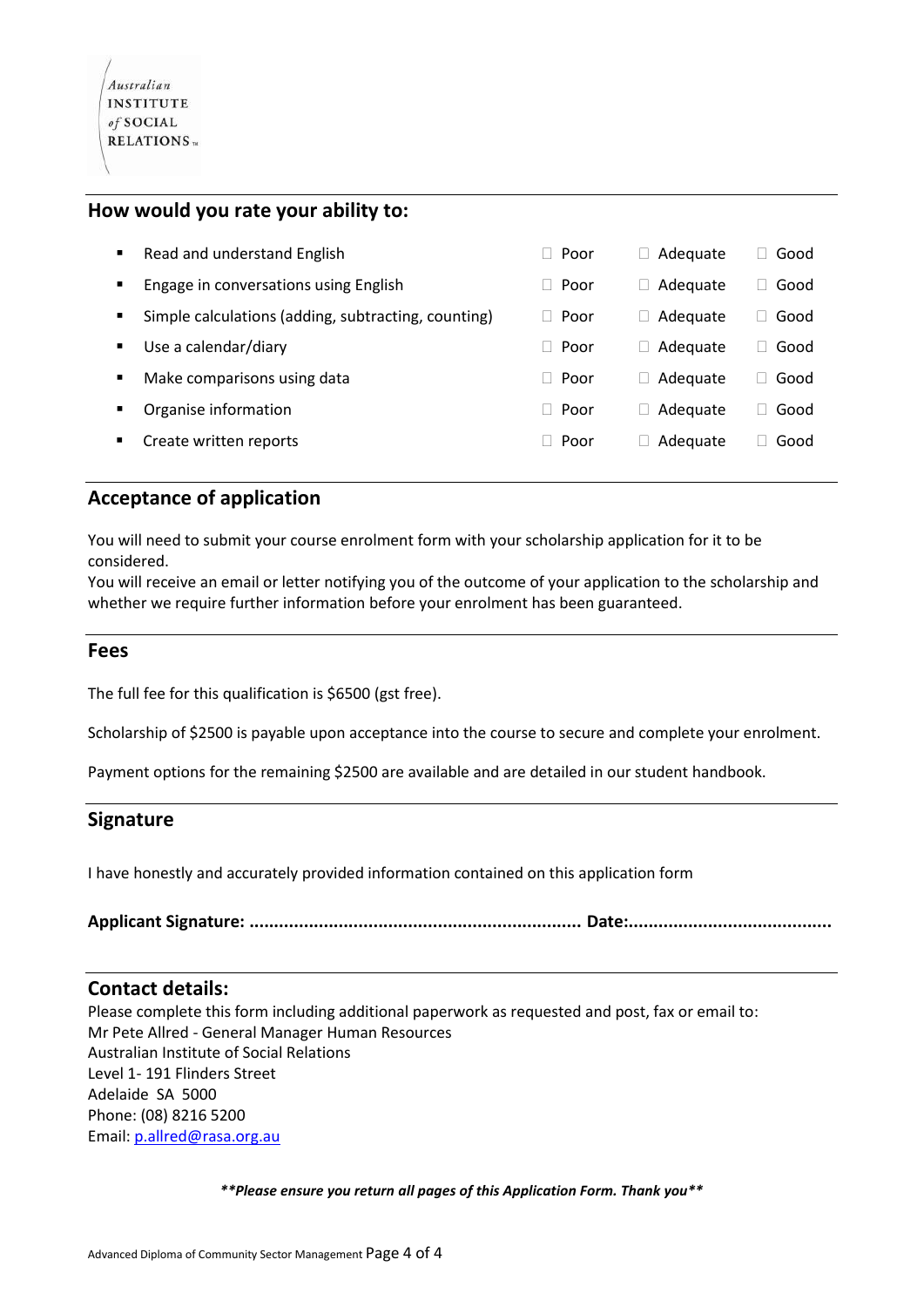Australian INSTITUTE of SOCIAL RELATIONS™

## How would you rate your ability to:

| | | | |
|---|---|---|---|
| Read and understand English | ☐ Poor | ☐ Adequate | ☐ Good |
| Engage in conversations using English | ☐ Poor | ☐ Adequate | ☐ Good |
| Simple calculations (adding, subtracting, counting) | ☐ Poor | ☐ Adequate | ☐ Good |
| Use a calendar/diary | ☐ Poor | ☐ Adequate | ☐ Good |
| Make comparisons using data | ☐ Poor | ☐ Adequate | ☐ Good |
| Organise information | ☐ Poor | ☐ Adequate | ☐ Good |
| Create written reports | ☐ Poor | ☐ Adequate | ☐ Good |

## Acceptance of application

You will need to submit your course enrolment form with your scholarship application for it to be considered.
You will receive an email or letter notifying you of the outcome of your application to the scholarship and whether we require further information before your enrolment has been guaranteed.

## Fees

The full fee for this qualification is $6500 (gst free).

Scholarship of $2500 is payable upon acceptance into the course to secure and complete your enrolment.

Payment options for the remaining $2500 are available and are detailed in our student handbook.

## Signature

I have honestly and accurately provided information contained on this application form

**Applicant Signature: ................................................................... Date:.........................................**

## Contact details:

Please complete this form including additional paperwork as requested and post, fax or email to:
Mr Pete Allred - General Manager Human Resources
Australian Institute of Social Relations
Level 1- 191 Flinders Street
Adelaide SA 5000
Phone: (08) 8216 5200
Email: p.allred@rasa.org.au

***\*\*Please ensure you return all pages of this Application Form. Thank you\*\****